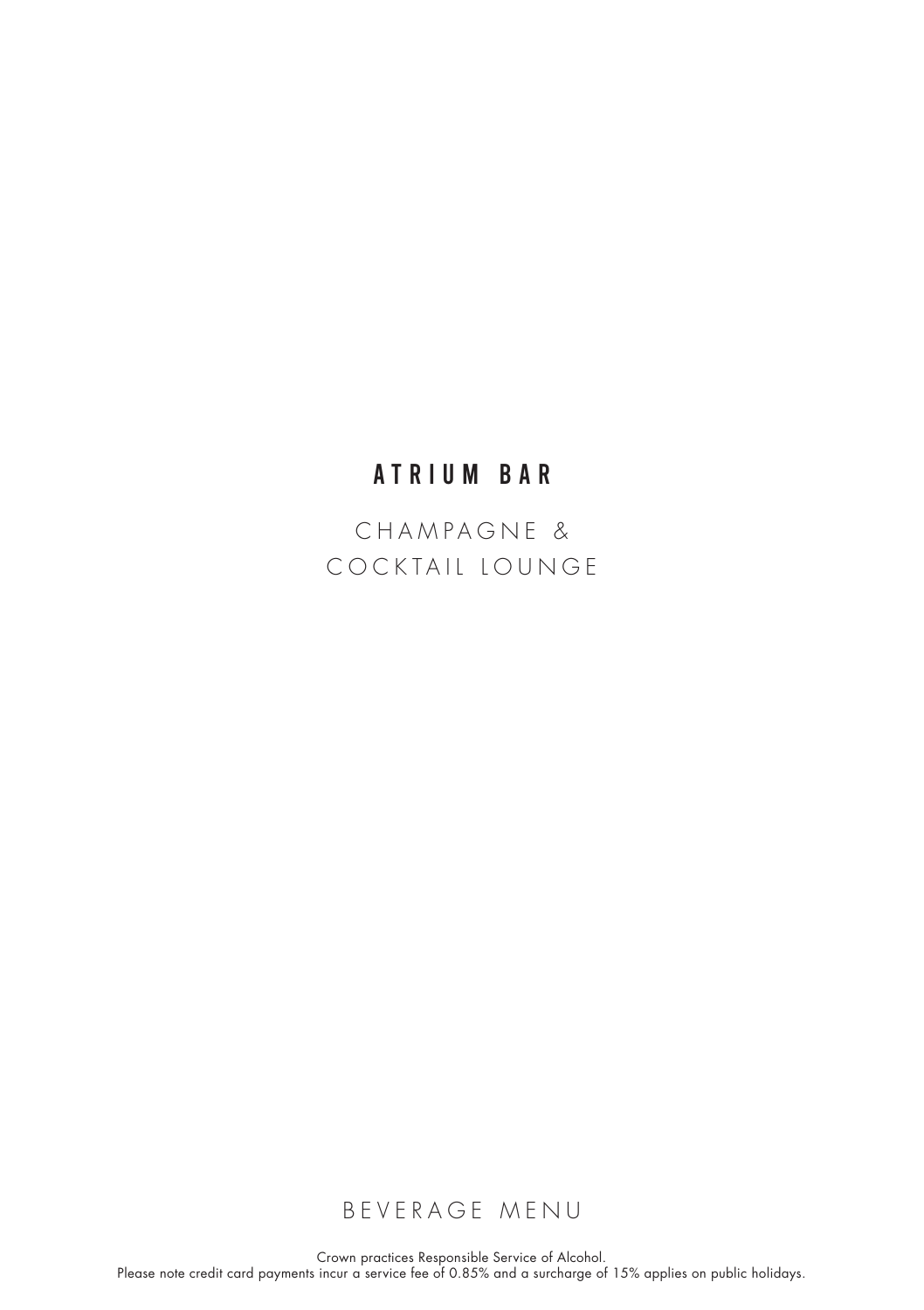# ATRIUM BAR

## CHAMPAGNE & COCKTAIL LOUNGE

BEVERAGE MENU

Crown practices Responsible Service of Alcohol.
Please note credit card payments incur a service fee of 0.85% and a surcharge of 15% applies on public holidays.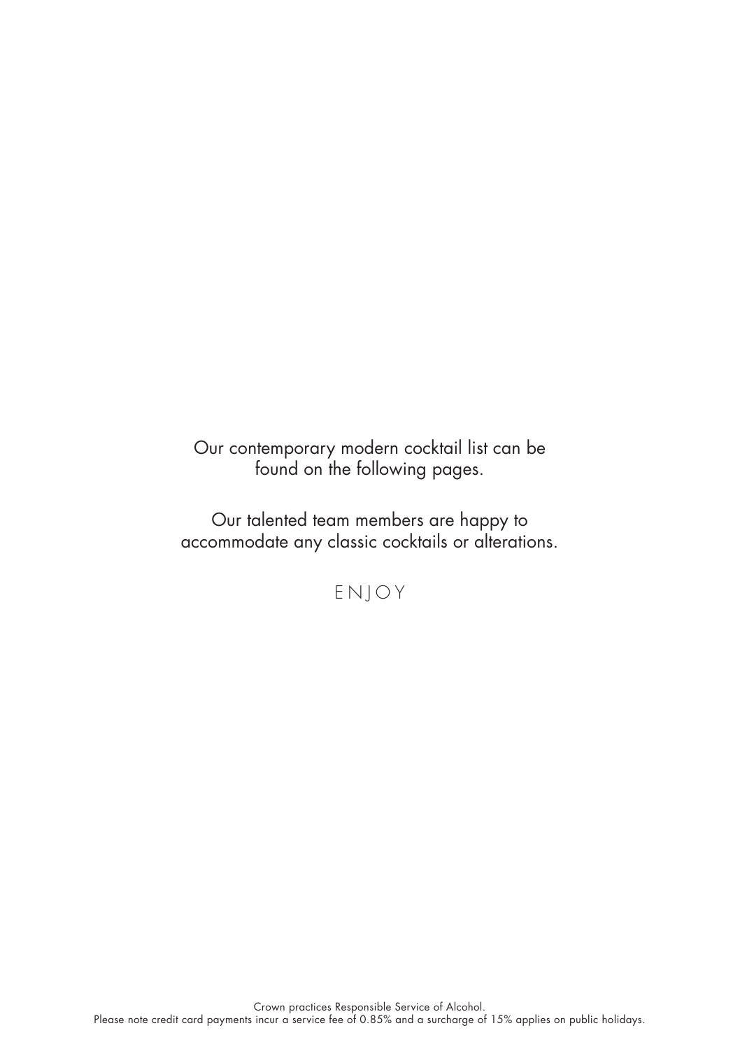Our contemporary modern cocktail list can be found on the following pages.

Our talented team members are happy to accommodate any classic cocktails or alterations.

ENJOY

Crown practices Responsible Service of Alcohol.
Please note credit card payments incur a service fee of 0.85% and a surcharge of 15% applies on public holidays.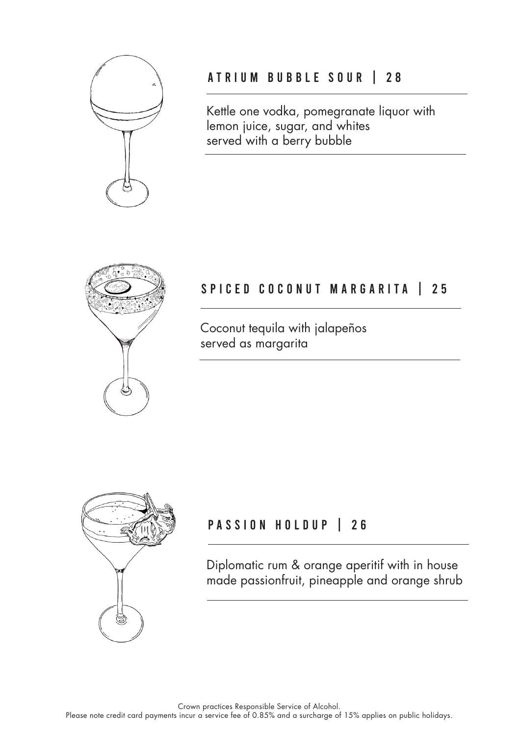## ATRIUM BUBBLE SOUR | 28

Kettle one vodka, pomegranate liquor with lemon juice, sugar, and whites served with a berry bubble

## SPICED COCONUT MARGARITA | 25

Coconut tequila with jalapeños served as margarita

## PASSION HOLDUP | 26

Diplomatic rum & orange aperitif with in house made passionfruit, pineapple and orange shrub

Crown practices Responsible Service of Alcohol.
Please note credit card payments incur a service fee of 0.85% and a surcharge of 15% applies on public holidays.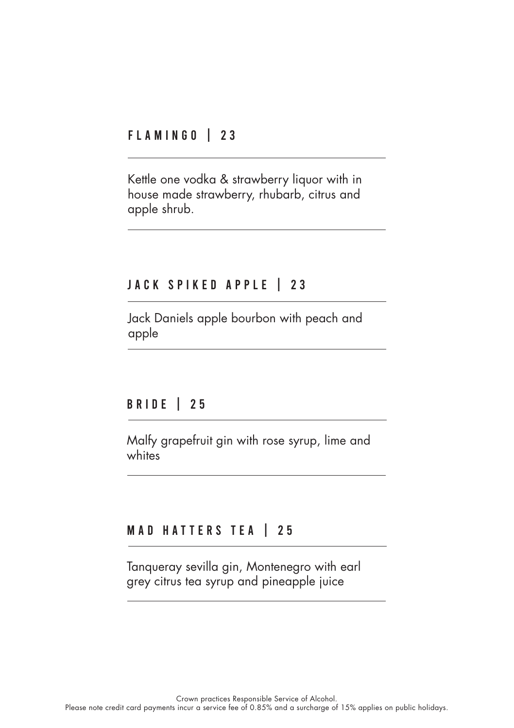## FLAMINGO | 23

Kettle one vodka & strawberry liquor with in house made strawberry, rhubarb, citrus and apple shrub.

## JACK SPIKED APPLE | 23

Jack Daniels apple bourbon with peach and apple

## BRIDE | 25

Malfy grapefruit gin with rose syrup, lime and whites

## MAD HATTERS TEA | 25

Tanqueray sevilla gin, Montenegro with earl grey citrus tea syrup and pineapple juice

Crown practices Responsible Service of Alcohol.
Please note credit card payments incur a service fee of 0.85% and a surcharge of 15% applies on public holidays.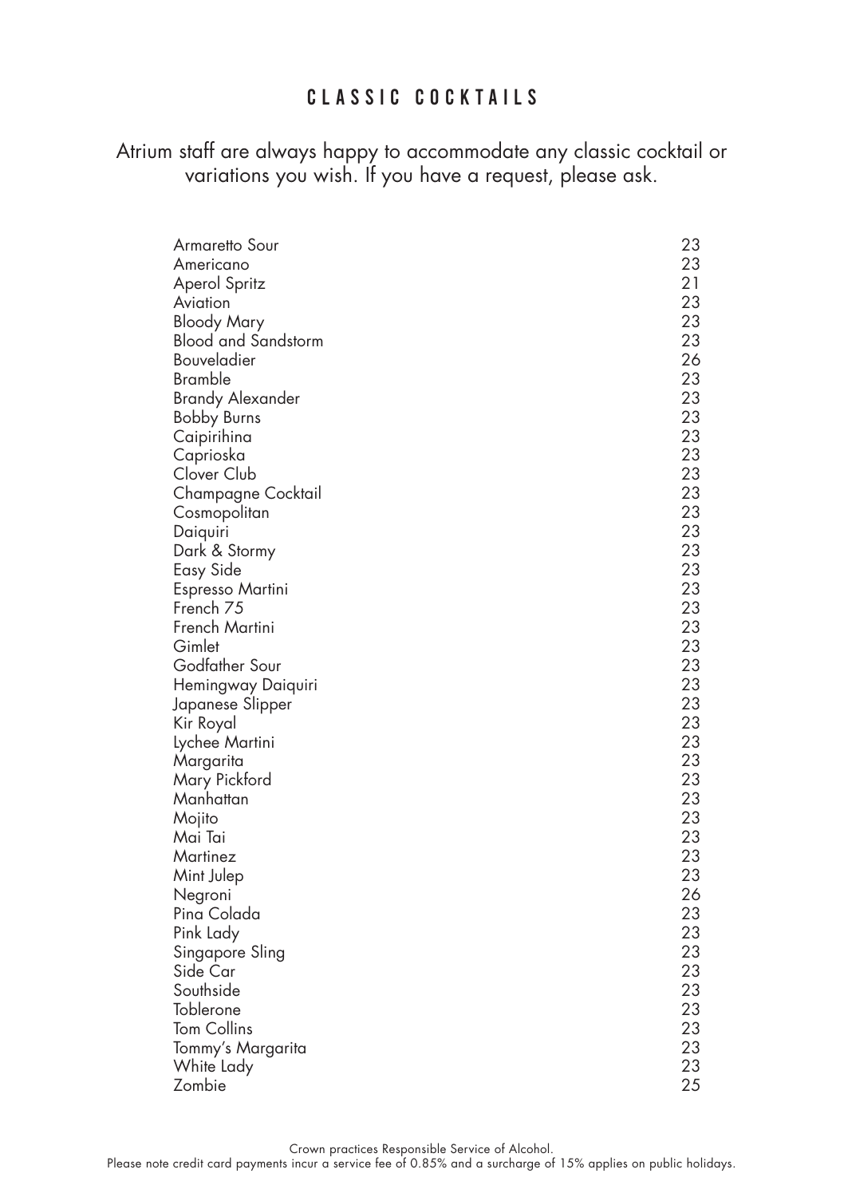# CLASSIC COCKTAILS

Atrium staff are always happy to accommodate any classic cocktail or variations you wish. If you have a request, please ask.

| | |
|---|---|
| Armaretto Sour | 23 |
| Americano | 23 |
| Aperol Spritz | 21 |
| Aviation | 23 |
| Bloody Mary | 23 |
| Blood and Sandstorm | 23 |
| Bouveladier | 26 |
| Bramble | 23 |
| Brandy Alexander | 23 |
| Bobby Burns | 23 |
| Caipirihina | 23 |
| Caprioska | 23 |
| Clover Club | 23 |
| Champagne Cocktail | 23 |
| Cosmopolitan | 23 |
| Daiquiri | 23 |
| Dark & Stormy | 23 |
| Easy Side | 23 |
| Espresso Martini | 23 |
| French 75 | 23 |
| French Martini | 23 |
| Gimlet | 23 |
| Godfather Sour | 23 |
| Hemingway Daiquiri | 23 |
| Japanese Slipper | 23 |
| Kir Royal | 23 |
| Lychee Martini | 23 |
| Margarita | 23 |
| Mary Pickford | 23 |
| Manhattan | 23 |
| Mojito | 23 |
| Mai Tai | 23 |
| Martinez | 23 |
| Mint Julep | 23 |
| Negroni | 26 |
| Pina Colada | 23 |
| Pink Lady | 23 |
| Singapore Sling | 23 |
| Side Car | 23 |
| Southside | 23 |
| Toblerone | 23 |
| Tom Collins | 23 |
| Tommy's Margarita | 23 |
| White Lady | 23 |
| Zombie | 25 |

Crown practices Responsible Service of Alcohol.
Please note credit card payments incur a service fee of 0.85% and a surcharge of 15% applies on public holidays.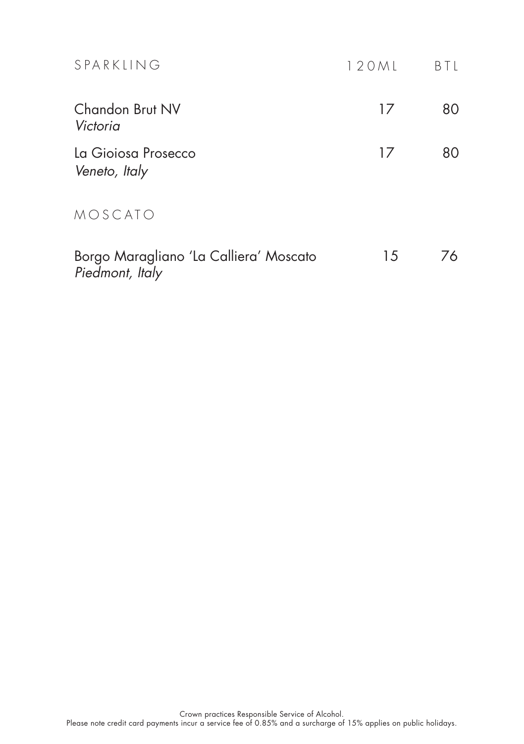| SPARKLING | 120ML | BTL |
|---|---|---|
| Chandon Brut NV<br>*Victoria* | 17 | 80 |
| La Gioiosa Prosecco<br>*Veneto, Italy* | 17 | 80 |

| MOSCATO | | |
|---|---|---|
| Borgo Maragliano 'La Calliera' Moscato<br>*Piedmont, Italy* | 15 | 76 |

Crown practices Responsible Service of Alcohol.
Please note credit card payments incur a service fee of 0.85% and a surcharge of 15% applies on public holidays.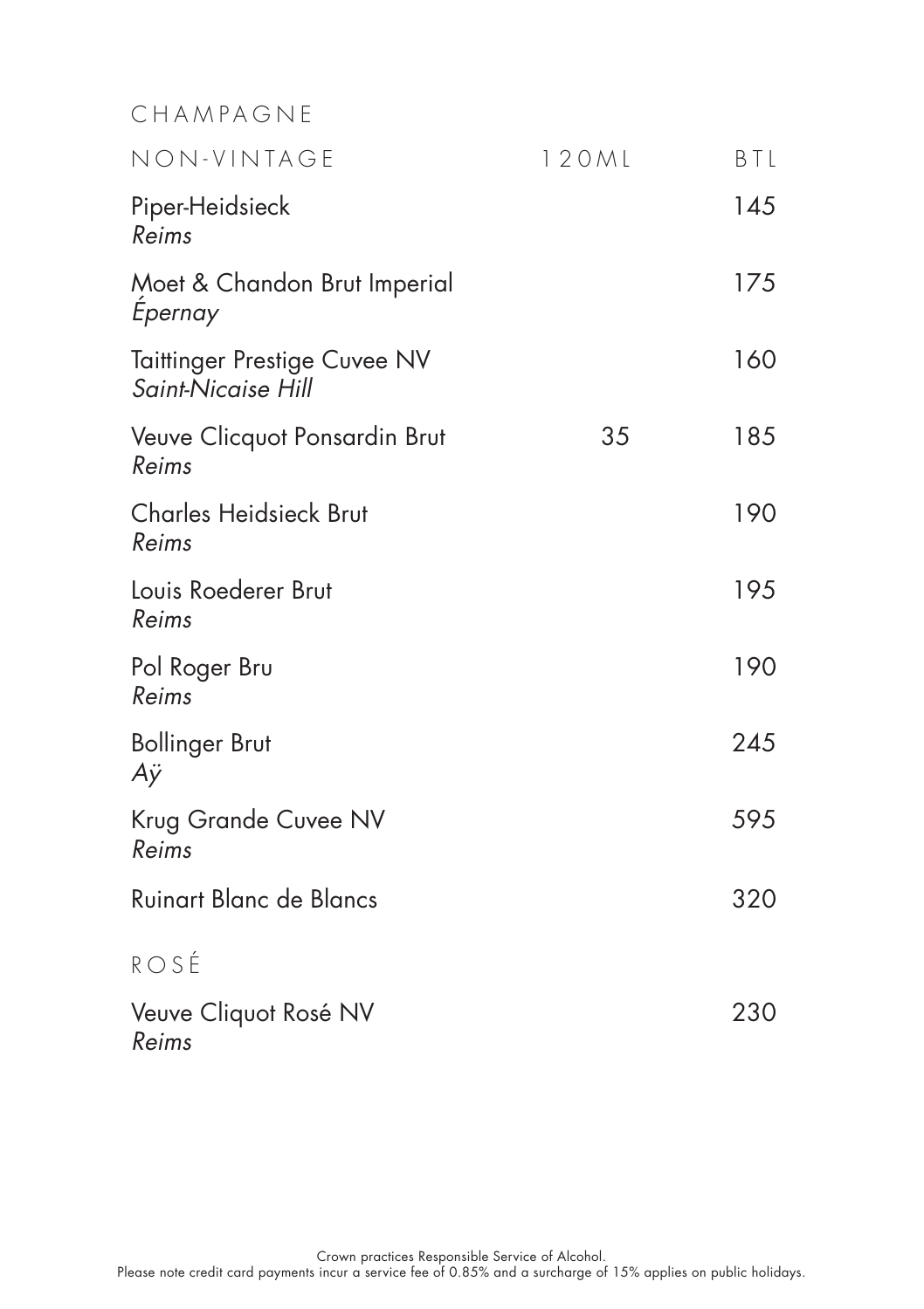# CHAMPAGNE

| NON-VINTAGE | 120ML | BTL |
|---|---|---|
| Piper-Heidsieck<br>*Reims* | | 145 |
| Moet & Chandon Brut Imperial<br>*Épernay* | | 175 |
| Taittinger Prestige Cuvee NV<br>*Saint-Nicaise Hill* | | 160 |
| Veuve Clicquot Ponsardin Brut<br>*Reims* | 35 | 185 |
| Charles Heidsieck Brut<br>*Reims* | | 190 |
| Louis Roederer Brut<br>*Reims* | | 195 |
| Pol Roger Bru<br>*Reims* | | 190 |
| Bollinger Brut<br>*Aÿ* | | 245 |
| Krug Grande Cuvee NV<br>*Reims* | | 595 |
| Ruinart Blanc de Blancs | | 320 |

## ROSÉ

| | | |
|---|---|---|
| Veuve Cliquot Rosé NV<br>*Reims* | | 230 |

Crown practices Responsible Service of Alcohol.
Please note credit card payments incur a service fee of 0.85% and a surcharge of 15% applies on public holidays.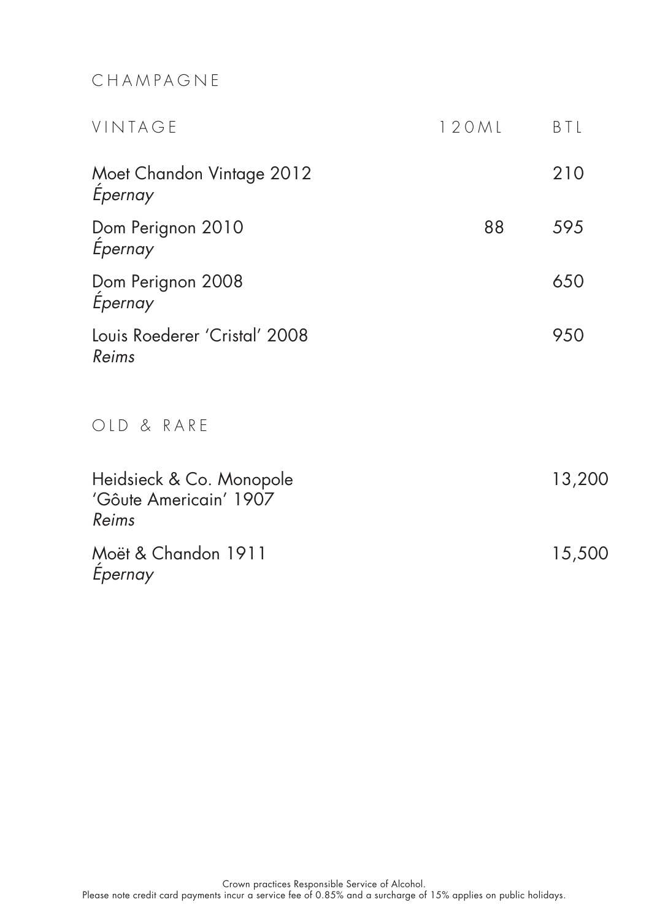# CHAMPAGNE

| VINTAGE | 120ML | BTL |
|---|---|---|
| Moet Chandon Vintage 2012<br>*Épernay* | | 210 |
| Dom Perignon 2010<br>*Épernay* | 88 | 595 |
| Dom Perignon 2008<br>*Épernay* | | 650 |
| Louis Roederer 'Cristal' 2008<br>*Reims* | | 950 |

## OLD & RARE

| | |
|---|---|
| Heidsieck & Co. Monopole 'Gôute Americain' 1907<br>*Reims* | 13,200 |
| Moët & Chandon 1911<br>*Épernay* | 15,500 |

Crown practices Responsible Service of Alcohol.
Please note credit card payments incur a service fee of 0.85% and a surcharge of 15% applies on public holidays.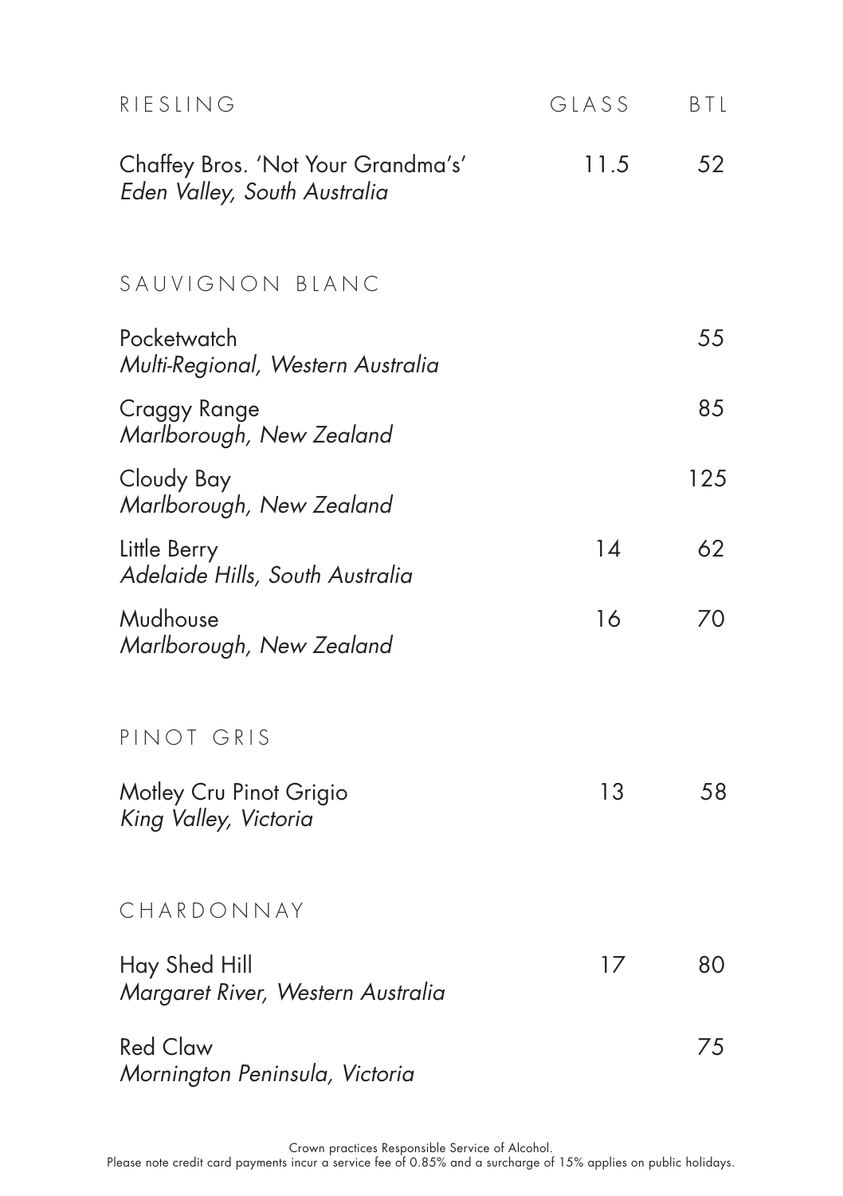| RIESLING | GLASS | BTL |
| --- | --- | --- |
| Chaffey Bros. 'Not Your Grandma's'<br>*Eden Valley, South Australia* | 11.5 | 52 |

## SAUVIGNON BLANC

| Wine | Glass | Btl |
| --- | --- | --- |
| Pocketwatch<br>*Multi-Regional, Western Australia* | | 55 |
| Craggy Range<br>*Marlborough, New Zealand* | | 85 |
| Cloudy Bay<br>*Marlborough, New Zealand* | | 125 |
| Little Berry<br>*Adelaide Hills, South Australia* | 14 | 62 |
| Mudhouse<br>*Marlborough, New Zealand* | 16 | 70 |

## PINOT GRIS

| Wine | Glass | Btl |
| --- | --- | --- |
| Motley Cru Pinot Grigio<br>*King Valley, Victoria* | 13 | 58 |

## CHARDONNAY

| Wine | Glass | Btl |
| --- | --- | --- |
| Hay Shed Hill<br>*Margaret River, Western Australia* | 17 | 80 |
| Red Claw<br>*Mornington Peninsula, Victoria* | | 75 |

Crown practices Responsible Service of Alcohol.
Please note credit card payments incur a service fee of 0.85% and a surcharge of 15% applies on public holidays.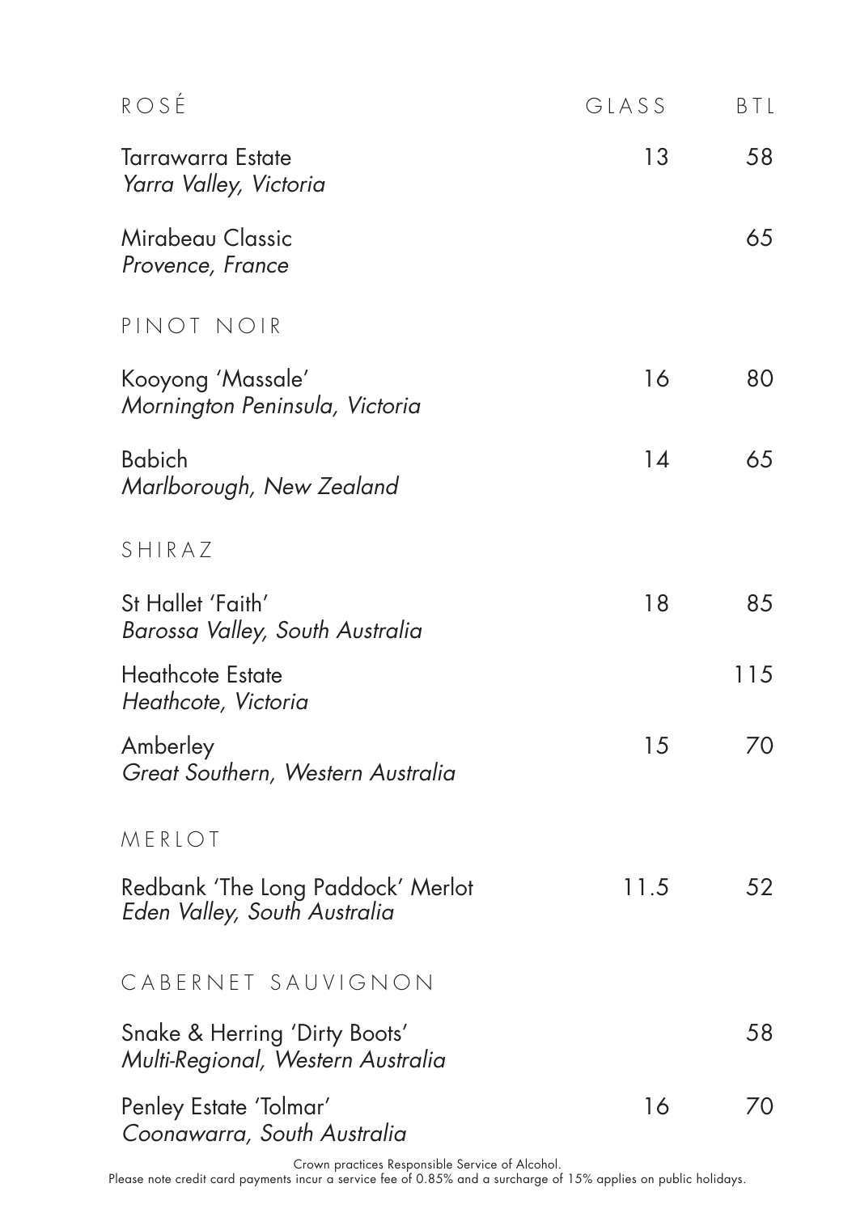| ROSÉ | GLASS | BTL |
|---|---|---|
| Tarrawarra Estate<br>*Yarra Valley, Victoria* | 13 | 58 |
| Mirabeau Classic<br>*Provence, France* | | 65 |

| PINOT NOIR | GLASS | BTL |
|---|---|---|
| Kooyong 'Massale'<br>*Mornington Peninsula, Victoria* | 16 | 80 |
| Babich<br>*Marlborough, New Zealand* | 14 | 65 |

| SHIRAZ | GLASS | BTL |
|---|---|---|
| St Hallet 'Faith'<br>*Barossa Valley, South Australia* | 18 | 85 |
| Heathcote Estate<br>*Heathcote, Victoria* | | 115 |
| Amberley<br>*Great Southern, Western Australia* | 15 | 70 |

| MERLOT | GLASS | BTL |
|---|---|---|
| Redbank 'The Long Paddock' Merlot<br>*Eden Valley, South Australia* | 11.5 | 52 |

| CABERNET SAUVIGNON | GLASS | BTL |
|---|---|---|
| Snake & Herring 'Dirty Boots'<br>*Multi-Regional, Western Australia* | | 58 |
| Penley Estate 'Tolmar'<br>*Coonawarra, South Australia* | 16 | 70 |

Crown practices Responsible Service of Alcohol.
Please note credit card payments incur a service fee of 0.85% and a surcharge of 15% applies on public holidays.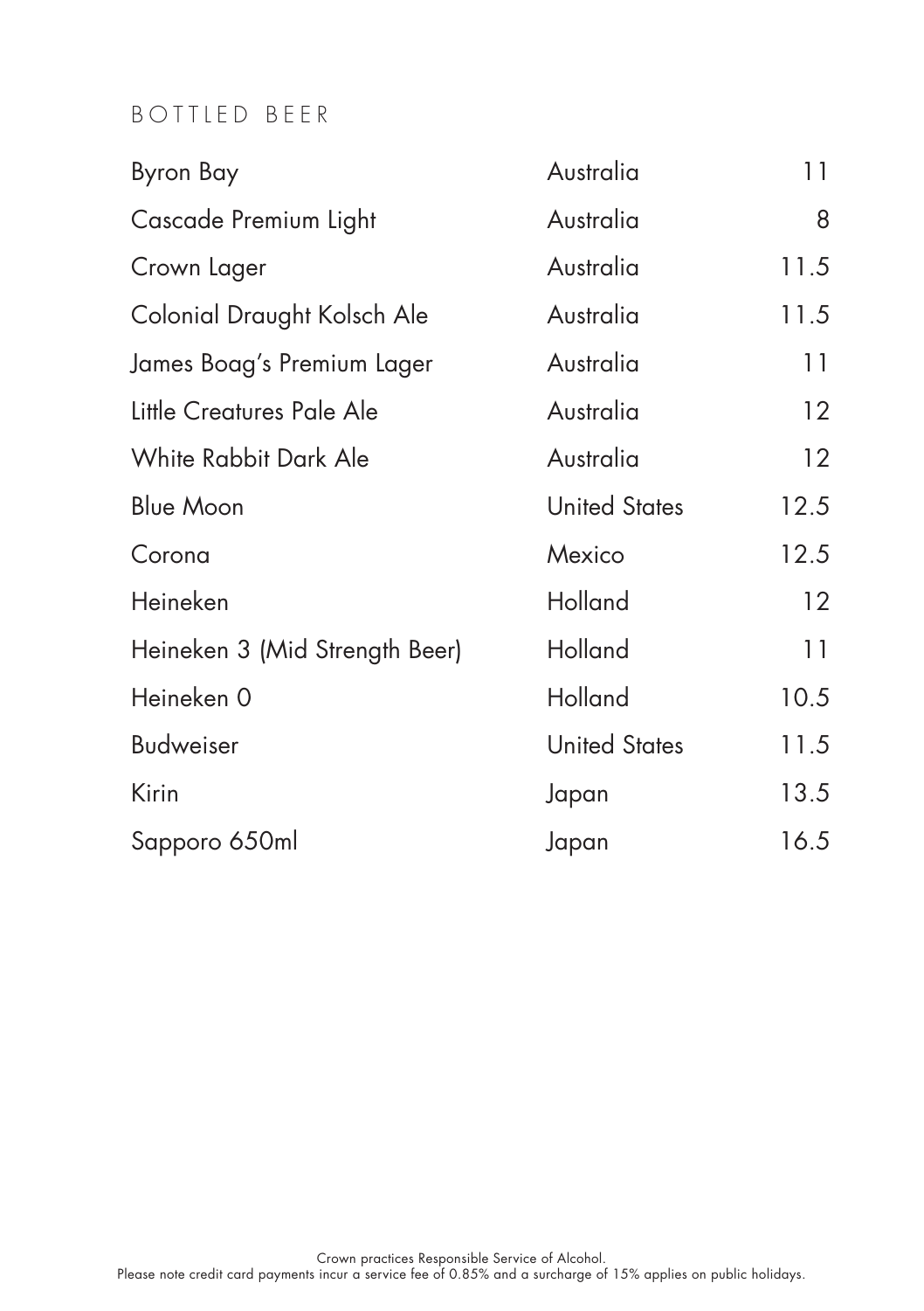# BOTTLED BEER

| | | |
|---|---|---|
| Byron Bay | Australia | 11 |
| Cascade Premium Light | Australia | 8 |
| Crown Lager | Australia | 11.5 |
| Colonial Draught Kolsch Ale | Australia | 11.5 |
| James Boag's Premium Lager | Australia | 11 |
| Little Creatures Pale Ale | Australia | 12 |
| White Rabbit Dark Ale | Australia | 12 |
| Blue Moon | United States | 12.5 |
| Corona | Mexico | 12.5 |
| Heineken | Holland | 12 |
| Heineken 3 (Mid Strength Beer) | Holland | 11 |
| Heineken 0 | Holland | 10.5 |
| Budweiser | United States | 11.5 |
| Kirin | Japan | 13.5 |
| Sapporo 650ml | Japan | 16.5 |

Crown practices Responsible Service of Alcohol.
Please note credit card payments incur a service fee of 0.85% and a surcharge of 15% applies on public holidays.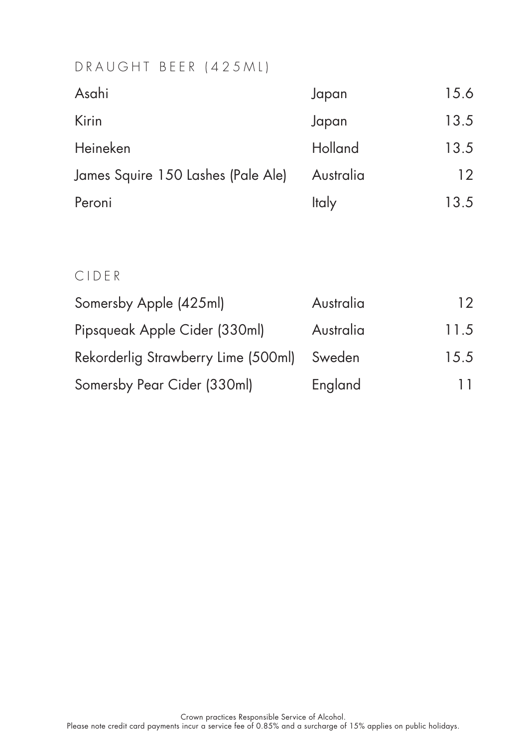## DRAUGHT BEER (425ML)

| | | |
|---|---|---|
| Asahi | Japan | 15.6 |
| Kirin | Japan | 13.5 |
| Heineken | Holland | 13.5 |
| James Squire 150 Lashes (Pale Ale) | Australia | 12 |
| Peroni | Italy | 13.5 |

## CIDER

| | | |
|---|---|---|
| Somersby Apple (425ml) | Australia | 12 |
| Pipsqueak Apple Cider (330ml) | Australia | 11.5 |
| Rekorderlig Strawberry Lime (500ml) | Sweden | 15.5 |
| Somersby Pear Cider (330ml) | England | 11 |

Crown practices Responsible Service of Alcohol.
Please note credit card payments incur a service fee of 0.85% and a surcharge of 15% applies on public holidays.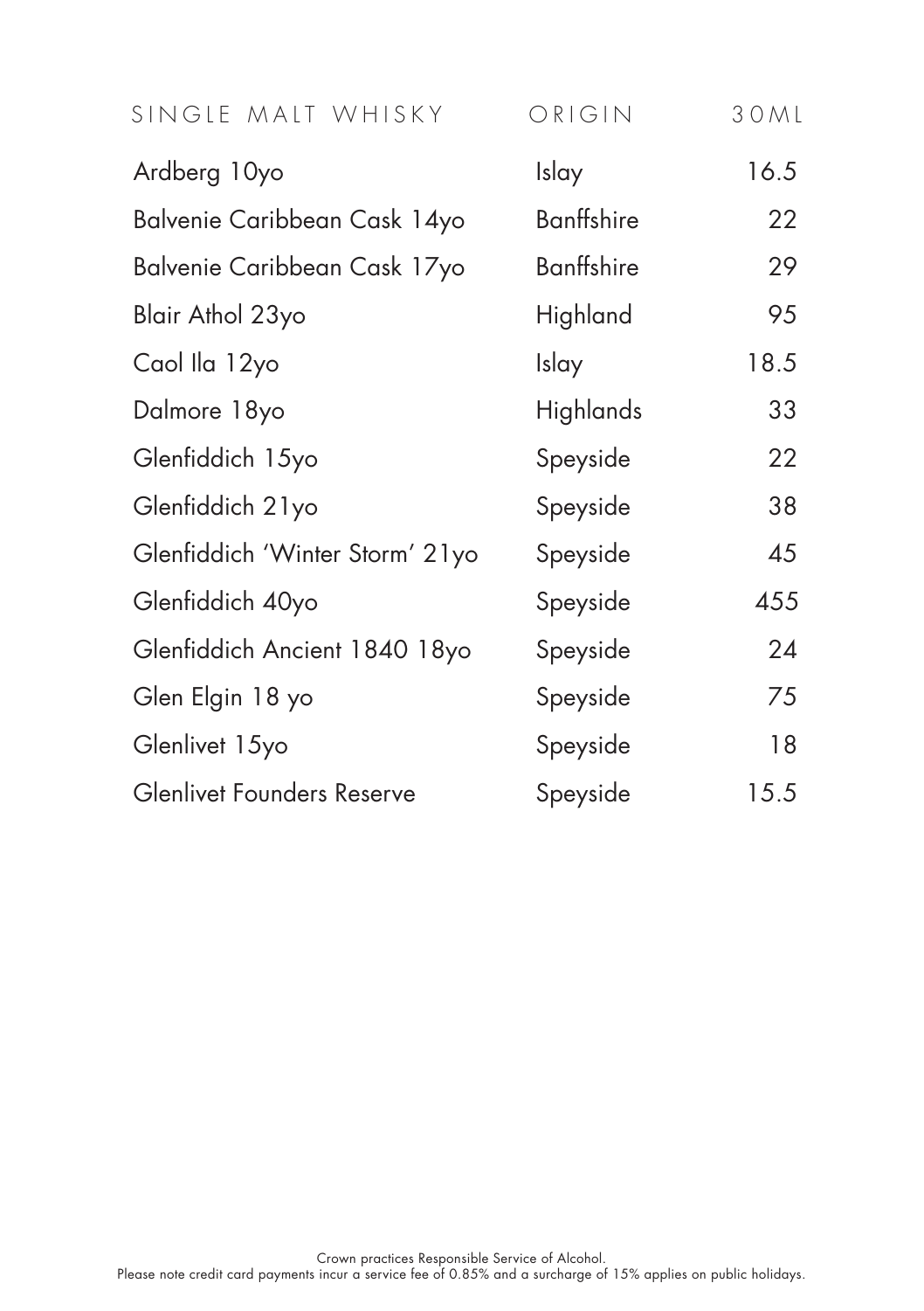| SINGLE MALT WHISKY | ORIGIN | 30ML |
| --- | --- | --- |
| Ardberg 10yo | Islay | 16.5 |
| Balvenie Caribbean Cask 14yo | Banffshire | 22 |
| Balvenie Caribbean Cask 17yo | Banffshire | 29 |
| Blair Athol 23yo | Highland | 95 |
| Caol Ila 12yo | Islay | 18.5 |
| Dalmore 18yo | Highlands | 33 |
| Glenfiddich 15yo | Speyside | 22 |
| Glenfiddich 21yo | Speyside | 38 |
| Glenfiddich 'Winter Storm' 21yo | Speyside | 45 |
| Glenfiddich 40yo | Speyside | 455 |
| Glenfiddich Ancient 1840 18yo | Speyside | 24 |
| Glen Elgin 18 yo | Speyside | 75 |
| Glenlivet 15yo | Speyside | 18 |
| Glenlivet Founders Reserve | Speyside | 15.5 |

Crown practices Responsible Service of Alcohol.
Please note credit card payments incur a service fee of 0.85% and a surcharge of 15% applies on public holidays.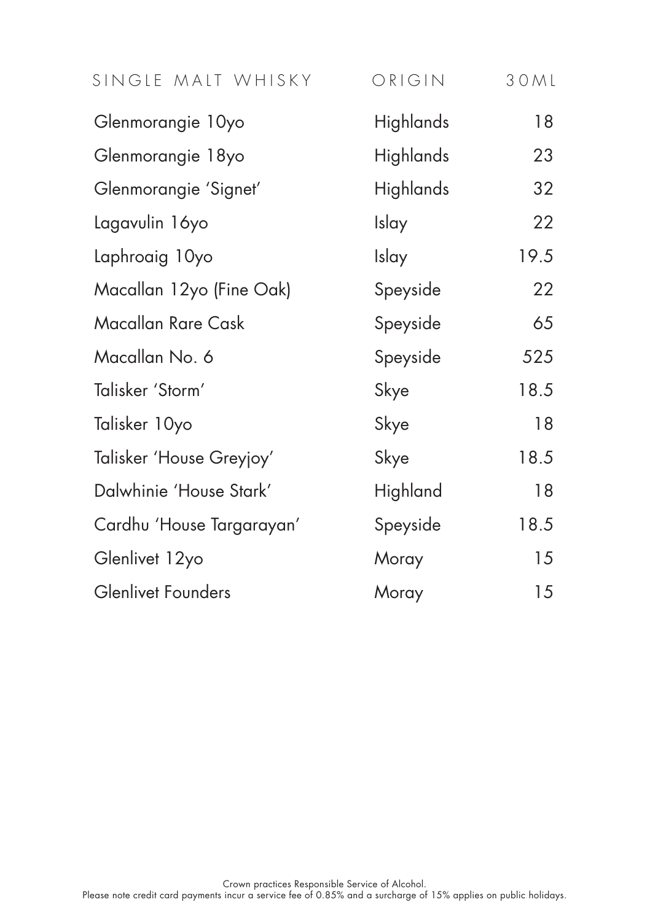| SINGLE MALT WHISKY | ORIGIN | 30ML |
|---|---|---|
| Glenmorangie 10yo | Highlands | 18 |
| Glenmorangie 18yo | Highlands | 23 |
| Glenmorangie 'Signet' | Highlands | 32 |
| Lagavulin 16yo | Islay | 22 |
| Laphroaig 10yo | Islay | 19.5 |
| Macallan 12yo (Fine Oak) | Speyside | 22 |
| Macallan Rare Cask | Speyside | 65 |
| Macallan No. 6 | Speyside | 525 |
| Talisker 'Storm' | Skye | 18.5 |
| Talisker 10yo | Skye | 18 |
| Talisker 'House Greyjoy' | Skye | 18.5 |
| Dalwhinie 'House Stark' | Highland | 18 |
| Cardhu 'House Targarayan' | Speyside | 18.5 |
| Glenlivet 12yo | Moray | 15 |
| Glenlivet Founders | Moray | 15 |

Crown practices Responsible Service of Alcohol.
Please note credit card payments incur a service fee of 0.85% and a surcharge of 15% applies on public holidays.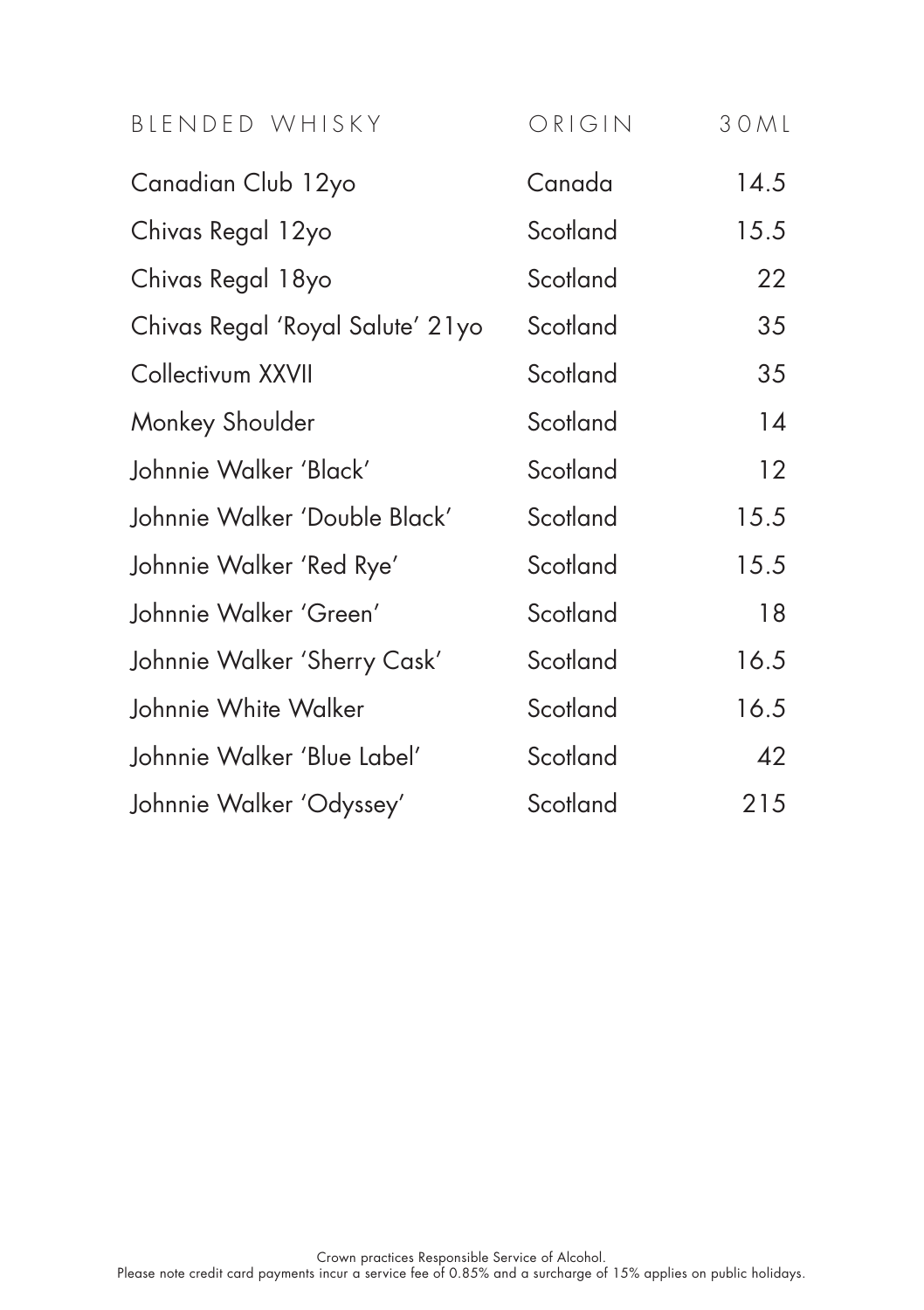| BLENDED WHISKY | ORIGIN | 30ML |
|---|---|---|
| Canadian Club 12yo | Canada | 14.5 |
| Chivas Regal 12yo | Scotland | 15.5 |
| Chivas Regal 18yo | Scotland | 22 |
| Chivas Regal 'Royal Salute' 21yo | Scotland | 35 |
| Collectivum XXVII | Scotland | 35 |
| Monkey Shoulder | Scotland | 14 |
| Johnnie Walker 'Black' | Scotland | 12 |
| Johnnie Walker 'Double Black' | Scotland | 15.5 |
| Johnnie Walker 'Red Rye' | Scotland | 15.5 |
| Johnnie Walker 'Green' | Scotland | 18 |
| Johnnie Walker 'Sherry Cask' | Scotland | 16.5 |
| Johnnie White Walker | Scotland | 16.5 |
| Johnnie Walker 'Blue Label' | Scotland | 42 |
| Johnnie Walker 'Odyssey' | Scotland | 215 |

Crown practices Responsible Service of Alcohol.
Please note credit card payments incur a service fee of 0.85% and a surcharge of 15% applies on public holidays.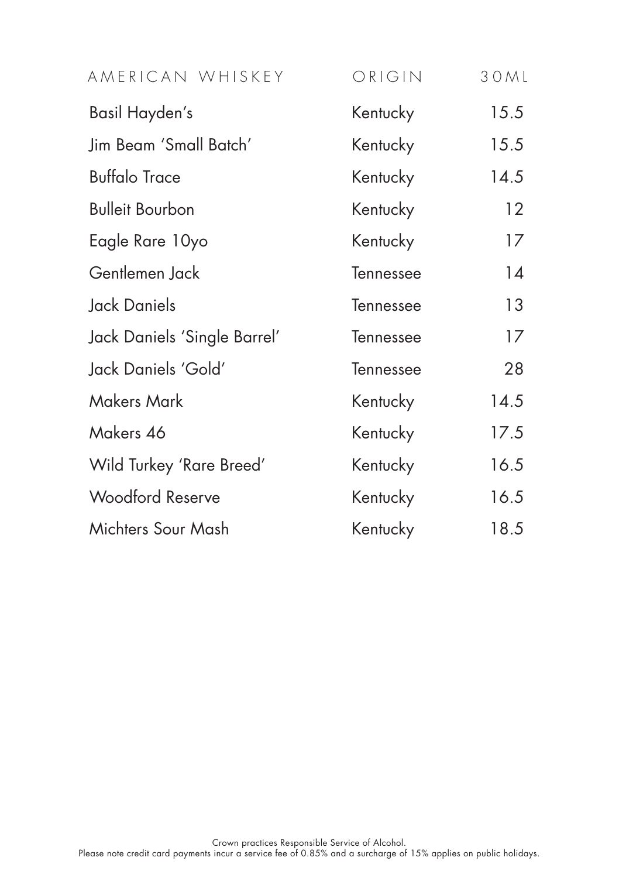| AMERICAN WHISKEY | ORIGIN | 30ML |
|---|---|---|
| Basil Hayden's | Kentucky | 15.5 |
| Jim Beam 'Small Batch' | Kentucky | 15.5 |
| Buffalo Trace | Kentucky | 14.5 |
| Bulleit Bourbon | Kentucky | 12 |
| Eagle Rare 10yo | Kentucky | 17 |
| Gentlemen Jack | Tennessee | 14 |
| Jack Daniels | Tennessee | 13 |
| Jack Daniels 'Single Barrel' | Tennessee | 17 |
| Jack Daniels 'Gold' | Tennessee | 28 |
| Makers Mark | Kentucky | 14.5 |
| Makers 46 | Kentucky | 17.5 |
| Wild Turkey 'Rare Breed' | Kentucky | 16.5 |
| Woodford Reserve | Kentucky | 16.5 |
| Michters Sour Mash | Kentucky | 18.5 |

Crown practices Responsible Service of Alcohol.
Please note credit card payments incur a service fee of 0.85% and a surcharge of 15% applies on public holidays.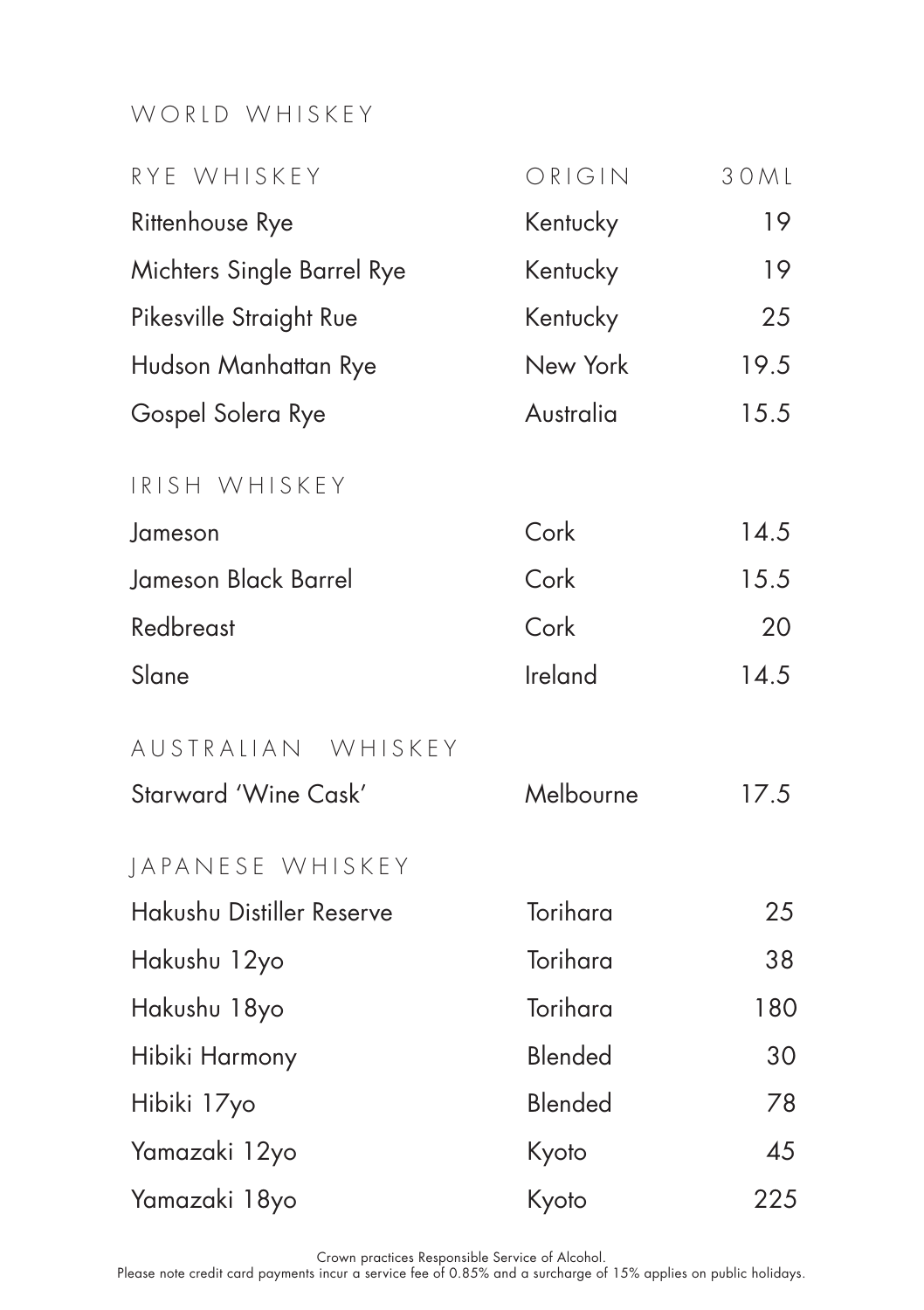# WORLD WHISKEY

| RYE WHISKEY | ORIGIN | 30ML |
|---|---|---|
| Rittenhouse Rye | Kentucky | 19 |
| Michters Single Barrel Rye | Kentucky | 19 |
| Pikesville Straight Rue | Kentucky | 25 |
| Hudson Manhattan Rye | New York | 19.5 |
| Gospel Solera Rye | Australia | 15.5 |

## IRISH WHISKEY

| | | |
|---|---|---|
| Jameson | Cork | 14.5 |
| Jameson Black Barrel | Cork | 15.5 |
| Redbreast | Cork | 20 |
| Slane | Ireland | 14.5 |

## AUSTRALIAN WHISKEY

| | | |
|---|---|---|
| Starward 'Wine Cask' | Melbourne | 17.5 |

## JAPANESE WHISKEY

| | | |
|---|---|---|
| Hakushu Distiller Reserve | Torihara | 25 |
| Hakushu 12yo | Torihara | 38 |
| Hakushu 18yo | Torihara | 180 |
| Hibiki Harmony | Blended | 30 |
| Hibiki 17yo | Blended | 78 |
| Yamazaki 12yo | Kyoto | 45 |
| Yamazaki 18yo | Kyoto | 225 |

Crown practices Responsible Service of Alcohol.
Please note credit card payments incur a service fee of 0.85% and a surcharge of 15% applies on public holidays.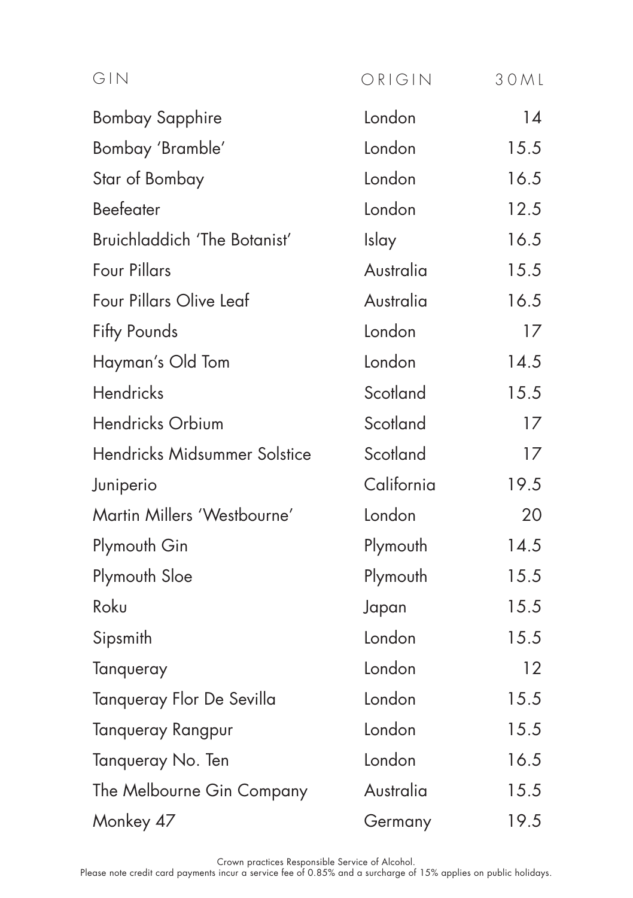| GIN | ORIGIN | 30ML |
| --- | --- | --- |
| Bombay Sapphire | London | 14 |
| Bombay 'Bramble' | London | 15.5 |
| Star of Bombay | London | 16.5 |
| Beefeater | London | 12.5 |
| Bruichladdich 'The Botanist' | Islay | 16.5 |
| Four Pillars | Australia | 15.5 |
| Four Pillars Olive Leaf | Australia | 16.5 |
| Fifty Pounds | London | 17 |
| Hayman's Old Tom | London | 14.5 |
| Hendricks | Scotland | 15.5 |
| Hendricks Orbium | Scotland | 17 |
| Hendricks Midsummer Solstice | Scotland | 17 |
| Juniperio | California | 19.5 |
| Martin Millers 'Westbourne' | London | 20 |
| Plymouth Gin | Plymouth | 14.5 |
| Plymouth Sloe | Plymouth | 15.5 |
| Roku | Japan | 15.5 |
| Sipsmith | London | 15.5 |
| Tanqueray | London | 12 |
| Tanqueray Flor De Sevilla | London | 15.5 |
| Tanqueray Rangpur | London | 15.5 |
| Tanqueray No. Ten | London | 16.5 |
| The Melbourne Gin Company | Australia | 15.5 |
| Monkey 47 | Germany | 19.5 |

Crown practices Responsible Service of Alcohol.
Please note credit card payments incur a service fee of 0.85% and a surcharge of 15% applies on public holidays.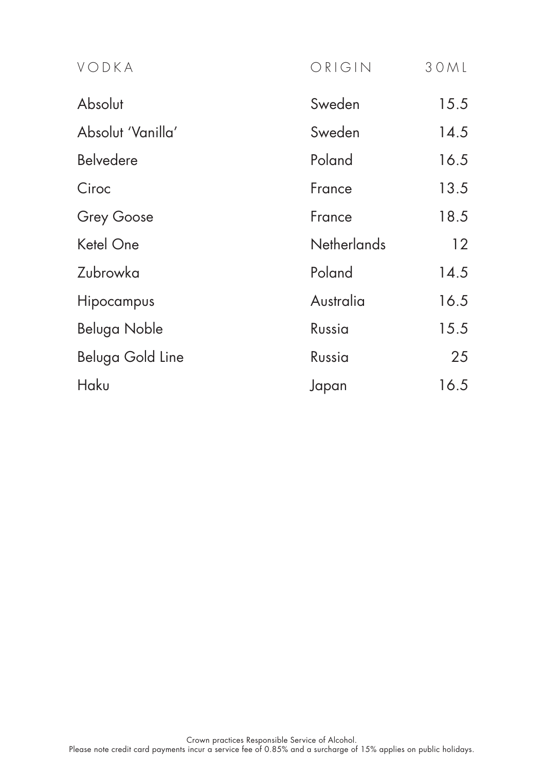| VODKA | ORIGIN | 30ML |
| --- | --- | --- |
| Absolut | Sweden | 15.5 |
| Absolut 'Vanilla' | Sweden | 14.5 |
| Belvedere | Poland | 16.5 |
| Ciroc | France | 13.5 |
| Grey Goose | France | 18.5 |
| Ketel One | Netherlands | 12 |
| Zubrowka | Poland | 14.5 |
| Hipocampus | Australia | 16.5 |
| Beluga Noble | Russia | 15.5 |
| Beluga Gold Line | Russia | 25 |
| Haku | Japan | 16.5 |

Crown practices Responsible Service of Alcohol.
Please note credit card payments incur a service fee of 0.85% and a surcharge of 15% applies on public holidays.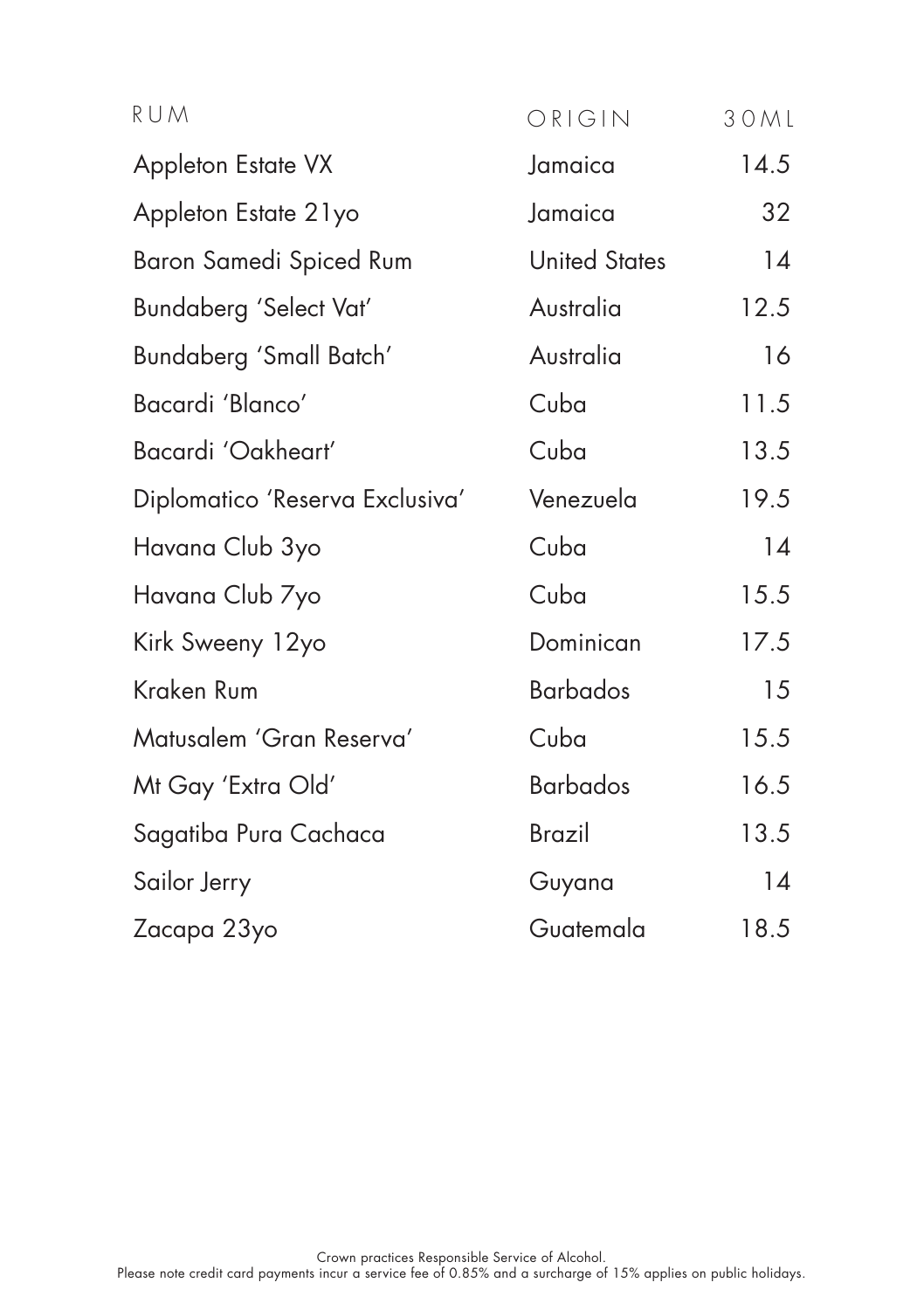| RUM | ORIGIN | 30ML |
|---|---|---|
| Appleton Estate VX | Jamaica | 14.5 |
| Appleton Estate 21yo | Jamaica | 32 |
| Baron Samedi Spiced Rum | United States | 14 |
| Bundaberg 'Select Vat' | Australia | 12.5 |
| Bundaberg 'Small Batch' | Australia | 16 |
| Bacardi 'Blanco' | Cuba | 11.5 |
| Bacardi 'Oakheart' | Cuba | 13.5 |
| Diplomatico 'Reserva Exclusiva' | Venezuela | 19.5 |
| Havana Club 3yo | Cuba | 14 |
| Havana Club 7yo | Cuba | 15.5 |
| Kirk Sweeny 12yo | Dominican | 17.5 |
| Kraken Rum | Barbados | 15 |
| Matusalem 'Gran Reserva' | Cuba | 15.5 |
| Mt Gay 'Extra Old' | Barbados | 16.5 |
| Sagatiba Pura Cachaca | Brazil | 13.5 |
| Sailor Jerry | Guyana | 14 |
| Zacapa 23yo | Guatemala | 18.5 |

Crown practices Responsible Service of Alcohol.
Please note credit card payments incur a service fee of 0.85% and a surcharge of 15% applies on public holidays.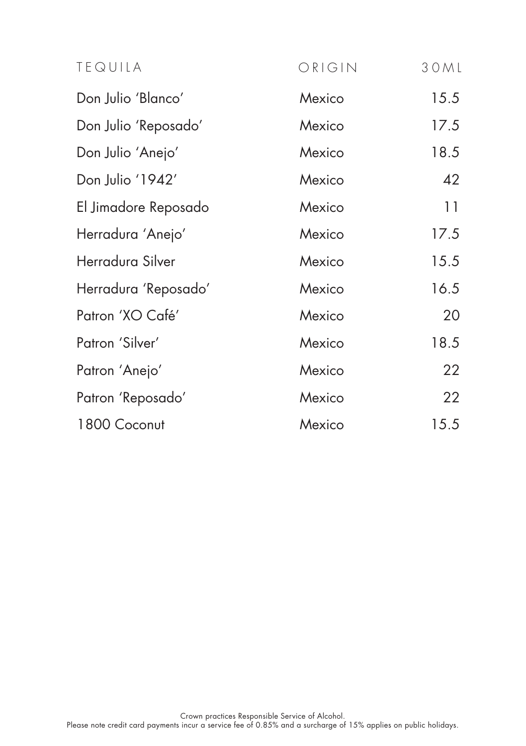| TEQUILA | ORIGIN | 30ML |
| --- | --- | --- |
| Don Julio 'Blanco' | Mexico | 15.5 |
| Don Julio 'Reposado' | Mexico | 17.5 |
| Don Julio 'Anejo' | Mexico | 18.5 |
| Don Julio '1942' | Mexico | 42 |
| El Jimadore Reposado | Mexico | 11 |
| Herradura 'Anejo' | Mexico | 17.5 |
| Herradura Silver | Mexico | 15.5 |
| Herradura 'Reposado' | Mexico | 16.5 |
| Patron 'XO Café' | Mexico | 20 |
| Patron 'Silver' | Mexico | 18.5 |
| Patron 'Anejo' | Mexico | 22 |
| Patron 'Reposado' | Mexico | 22 |
| 1800 Coconut | Mexico | 15.5 |

Crown practices Responsible Service of Alcohol.
Please note credit card payments incur a service fee of 0.85% and a surcharge of 15% applies on public holidays.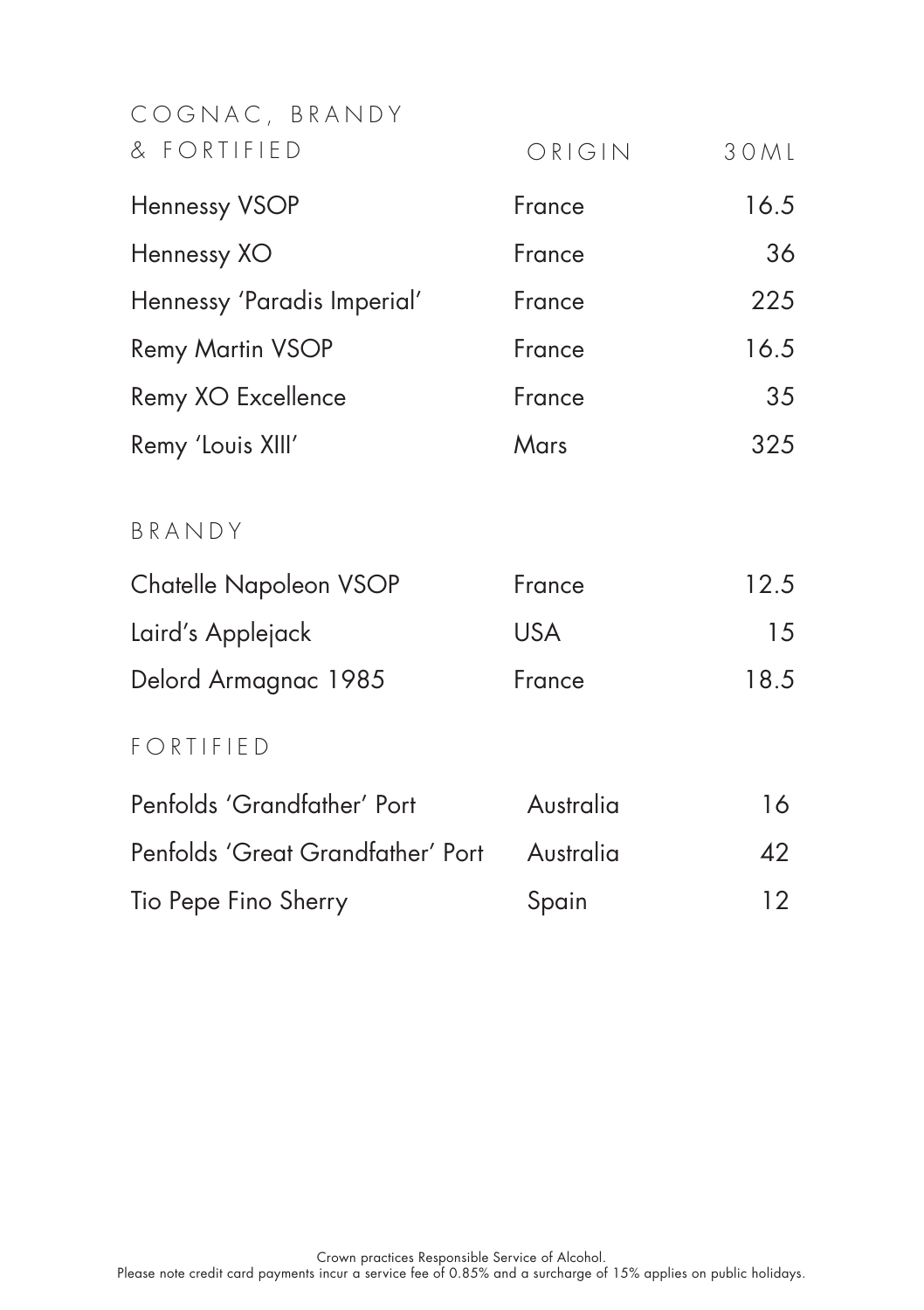## COGNAC, BRANDY & FORTIFIED

| | ORIGIN | 30ML |
|---|---|---|
| Hennessy VSOP | France | 16.5 |
| Hennessy XO | France | 36 |
| Hennessy 'Paradis Imperial' | France | 225 |
| Remy Martin VSOP | France | 16.5 |
| Remy XO Excellence | France | 35 |
| Remy 'Louis XIII' | Mars | 325 |

## BRANDY

| | | |
|---|---|---|
| Chatelle Napoleon VSOP | France | 12.5 |
| Laird's Applejack | USA | 15 |
| Delord Armagnac 1985 | France | 18.5 |

## FORTIFIED

| | | |
|---|---|---|
| Penfolds 'Grandfather' Port | Australia | 16 |
| Penfolds 'Great Grandfather' Port | Australia | 42 |
| Tio Pepe Fino Sherry | Spain | 12 |

Crown practices Responsible Service of Alcohol.
Please note credit card payments incur a service fee of 0.85% and a surcharge of 15% applies on public holidays.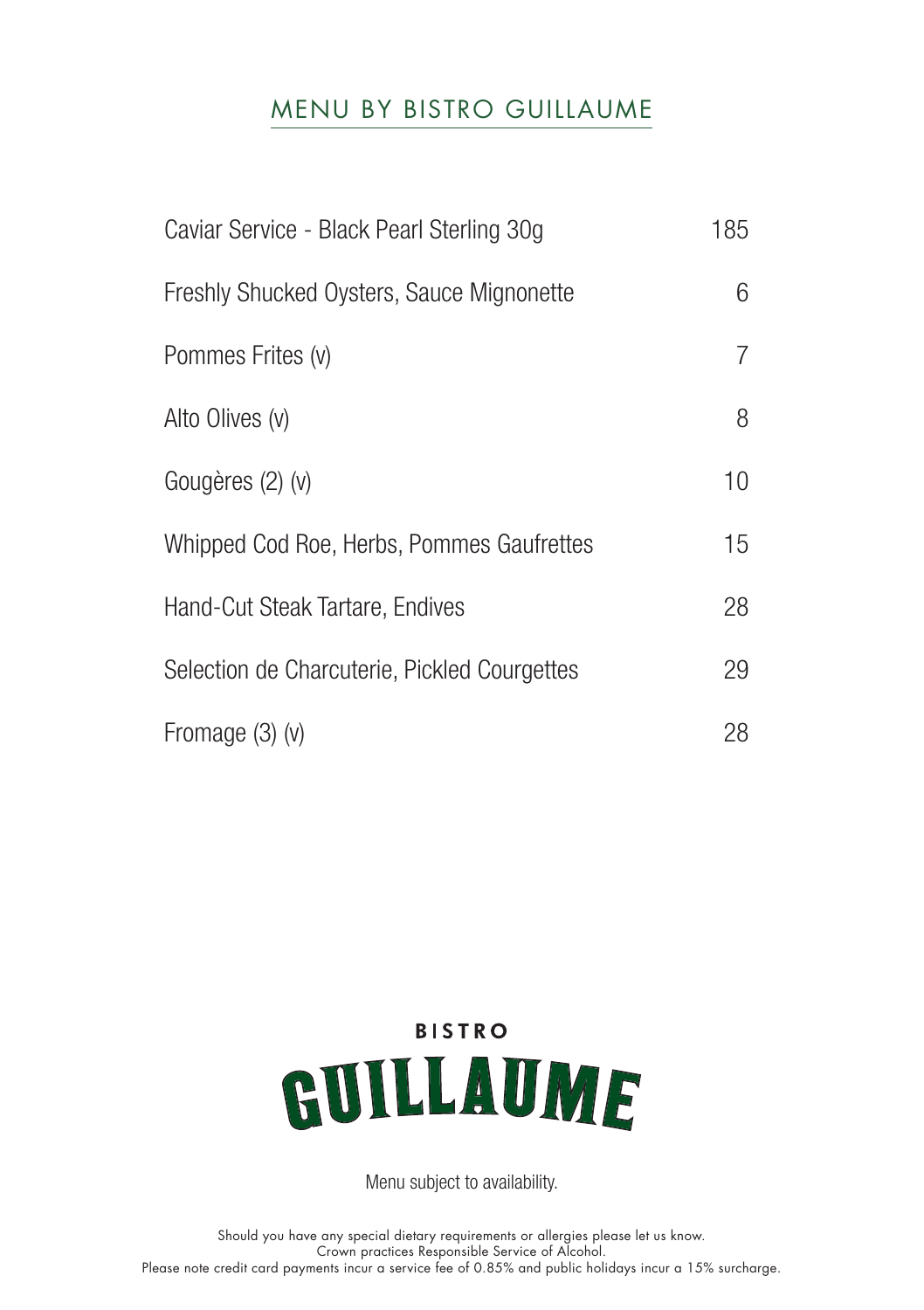## MENU BY BISTRO GUILLAUME

| | |
|---|---|
| Caviar Service - Black Pearl Sterling 30g | 185 |
| Freshly Shucked Oysters, Sauce Mignonette | 6 |
| Pommes Frites (v) | 7 |
| Alto Olives (v) | 8 |
| Gougères (2) (v) | 10 |
| Whipped Cod Roe, Herbs, Pommes Gaufrettes | 15 |
| Hand-Cut Steak Tartare, Endives | 28 |
| Selection de Charcuterie, Pickled Courgettes | 29 |
| Fromage (3) (v) | 28 |

BISTRO
GUILLAUME

Menu subject to availability.

Should you have any special dietary requirements or allergies please let us know.
Crown practices Responsible Service of Alcohol.
Please note credit card payments incur a service fee of 0.85% and public holidays incur a 15% surcharge.